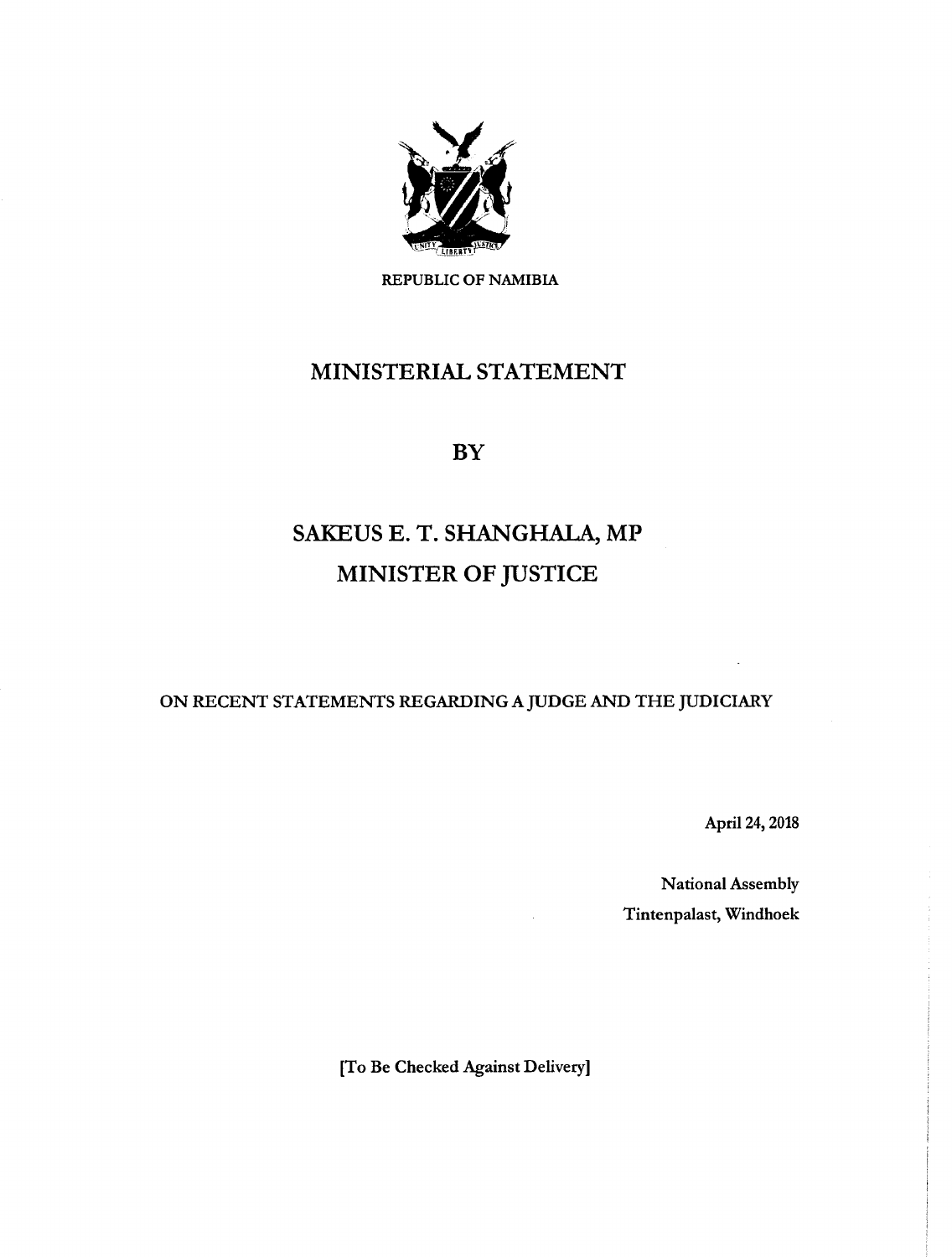REPUBLIC OF NAMIBIA

# MINISTERIAL STATEMENT

## BY

## SAKEUS E. T. SHANGHALA, MP

## MINISTER OF JUSTICE

ON RECENT STATEMENTS REGARDING A JUDGE AND THE JUDICIARY

April 24, 2018

National Assembly

Tintenpalast, Windhoek

[To Be Checked Against Delivery]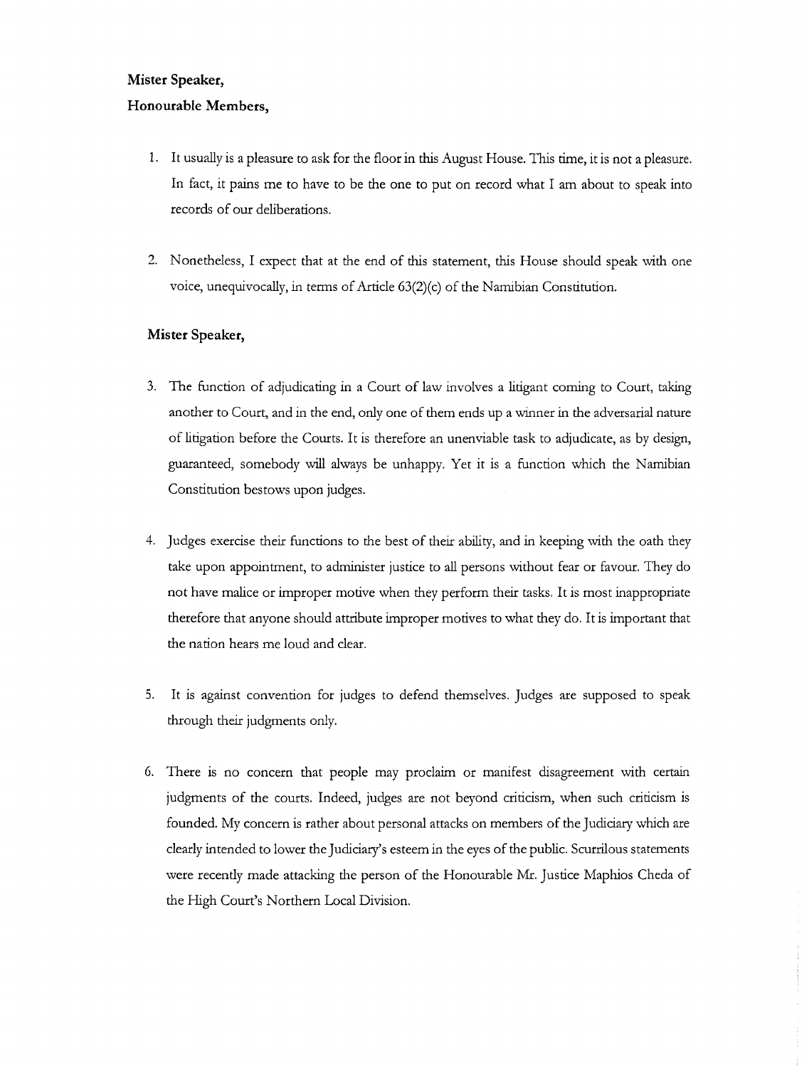**Mister Speaker,**

**Honourable Members,**

1. It usually is a pleasure to ask for the floor in this August House. This time, it is not a pleasure. In fact, it pains me to have to be the one to put on record what I am about to speak into records of our deliberations.

2. Nonetheless, I expect that at the end of this statement, this House should speak with one voice, unequivocally, in terms of Article 63(2)(c) of the Namibian Constitution.

**Mister Speaker,**

3. The function of adjudicating in a Court of law involves a litigant coming to Court, taking another to Court, and in the end, only one of them ends up a winner in the adversarial nature of litigation before the Courts. It is therefore an unenviable task to adjudicate, as by design, guaranteed, somebody will always be unhappy. Yet it is a function which the Namibian Constitution bestows upon judges.

4. Judges exercise their functions to the best of their ability, and in keeping with the oath they take upon appointment, to administer justice to all persons without fear or favour. They do not have malice or improper motive when they perform their tasks. It is most inappropriate therefore that anyone should attribute improper motives to what they do. It is important that the nation hears me loud and clear.

5. It is against convention for judges to defend themselves. Judges are supposed to speak through their judgments only.

6. There is no concern that people may proclaim or manifest disagreement with certain judgments of the courts. Indeed, judges are not beyond criticism, when such criticism is founded. My concern is rather about personal attacks on members of the Judiciary which are clearly intended to lower the Judiciary's esteem in the eyes of the public. Scurrilous statements were recently made attacking the person of the Honourable Mr. Justice Maphios Cheda of the High Court's Northern Local Division.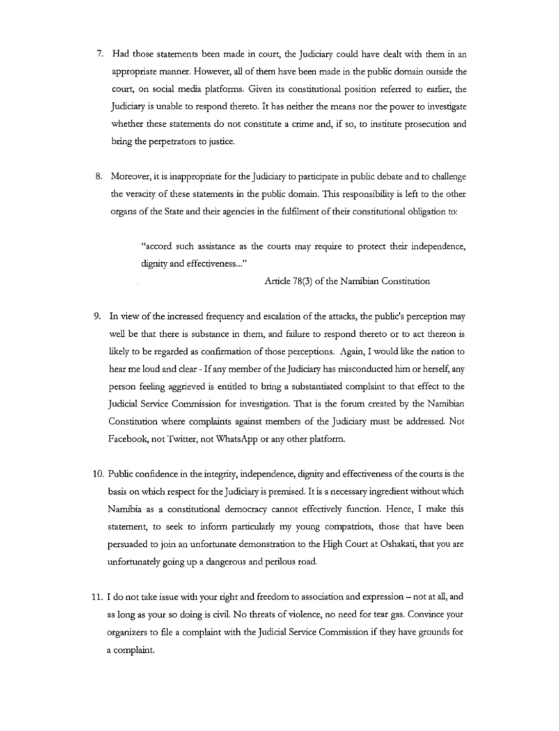7. Had those statements been made in court, the Judiciary could have dealt with them in an appropriate manner. However, all of them have been made in the public domain outside the court, on social media platforms. Given its constitutional position referred to earlier, the Judiciary is unable to respond thereto. It has neither the means nor the power to investigate whether these statements do not constitute a crime and, if so, to institute prosecution and bring the perpetrators to justice.

8. Moreover, it is inappropriate for the Judiciary to participate in public debate and to challenge the veracity of these statements in the public domain. This responsibility is left to the other organs of the State and their agencies in the fulfilment of their constitutional obligation to:

   > "accord such assistance as the courts may require to protect their independence, dignity and effectiveness..."
   >
   > Article 78(3) of the Namibian Constitution

9. In view of the increased frequency and escalation of the attacks, the public's perception may well be that there is substance in them, and failure to respond thereto or to act thereon is likely to be regarded as confirmation of those perceptions. Again, I would like the nation to hear me loud and clear - If any member of the Judiciary has misconducted him or herself, any person feeling aggrieved is entitled to bring a substantiated complaint to that effect to the Judicial Service Commission for investigation. That is the forum created by the Namibian Constitution where complaints against members of the Judiciary must be addressed. Not Facebook, not Twitter, not WhatsApp or any other platform.

10. Public confidence in the integrity, independence, dignity and effectiveness of the courts is the basis on which respect for the Judiciary is premised. It is a necessary ingredient without which Namibia as a constitutional democracy cannot effectively function. Hence, I make this statement, to seek to inform particularly my young compatriots, those that have been persuaded to join an unfortunate demonstration to the High Court at Oshakati, that you are unfortunately going up a dangerous and perilous road.

11. I do not take issue with your right and freedom to association and expression – not at all, and as long as your so doing is civil. No threats of violence, no need for tear gas. Convince your organizers to file a complaint with the Judicial Service Commission if they have grounds for a complaint.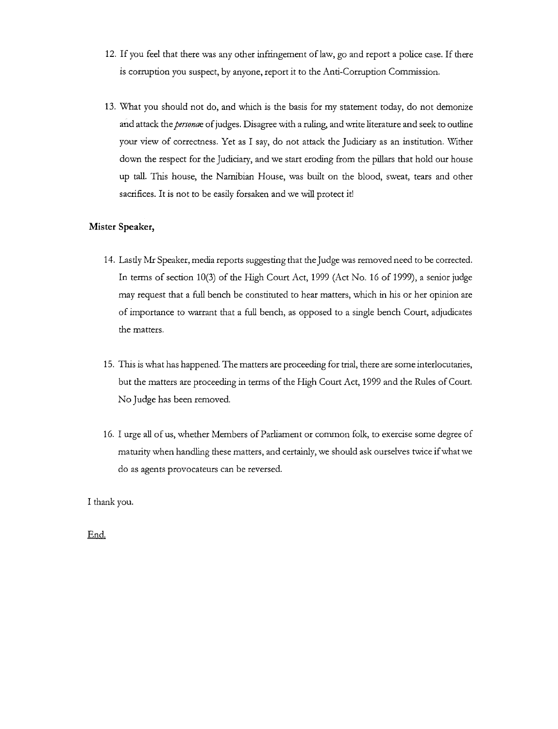12. If you feel that there was any other infringement of law, go and report a police case. If there is corruption you suspect, by anyone, report it to the Anti-Corruption Commission.

13. What you should not do, and which is the basis for my statement today, do not demonize and attack the *personae* of judges. Disagree with a ruling, and write literature and seek to outline your view of correctness. Yet as I say, do not attack the Judiciary as an institution. Wither down the respect for the Judiciary, and we start eroding from the pillars that hold our house up tall. This house, the Namibian House, was built on the blood, sweat, tears and other sacrifices. It is not to be easily forsaken and we will protect it!

**Mister Speaker,**

14. Lastly Mr Speaker, media reports suggesting that the Judge was removed need to be corrected. In terms of section 10(3) of the High Court Act, 1999 (Act No. 16 of 1999), a senior judge may request that a full bench be constituted to hear matters, which in his or her opinion are of importance to warrant that a full bench, as opposed to a single bench Court, adjudicates the matters.

15. This is what has happened. The matters are proceeding for trial, there are some interlocutaries, but the matters are proceeding in terms of the High Court Act, 1999 and the Rules of Court. No Judge has been removed.

16. I urge all of us, whether Members of Parliament or common folk, to exercise some degree of maturity when handling these matters, and certainly, we should ask ourselves twice if what we do as agents provocateurs can be reversed.

I thank you.

<u>End.</u>